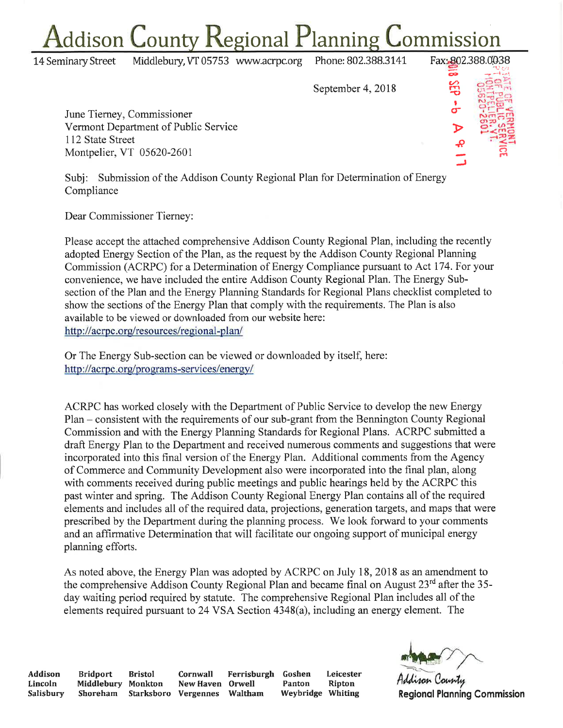# Addison County Regional Planning Commission

14 Seminary Street Middlebury, VT 05753 www.acrpc.org Phone: 802.388.3141 Fax: 802.388.0038

September 4, 2018

June Tierney, Commissioner
Vermont Department of Public Service
112 State Street
Montpelier, VT 05620-2601

Subj: Submission of the Addison County Regional Plan for Determination of Energy Compliance

Dear Commissioner Tierney:

Please accept the attached comprehensive Addison County Regional Plan, including the recently adopted Energy Section of the Plan, as the request by the Addison County Regional Planning Commission (ACRPC) for a Determination of Energy Compliance pursuant to Act 174. For your convenience, we have included the entire Addison County Regional Plan. The Energy Sub-section of the Plan and the Energy Planning Standards for Regional Plans checklist completed to show the sections of the Energy Plan that comply with the requirements. The Plan is also available to be viewed or downloaded from our website here: http://acrpc.org/resources/regional-plan/

Or The Energy Sub-section can be viewed or downloaded by itself, here: http://acrpc.org/programs-services/energy/

ACRPC has worked closely with the Department of Public Service to develop the new Energy Plan – consistent with the requirements of our sub-grant from the Bennington County Regional Commission and with the Energy Planning Standards for Regional Plans. ACRPC submitted a draft Energy Plan to the Department and received numerous comments and suggestions that were incorporated into this final version of the Energy Plan. Additional comments from the Agency of Commerce and Community Development also were incorporated into the final plan, along with comments received during public meetings and public hearings held by the ACRPC this past winter and spring. The Addison County Regional Energy Plan contains all of the required elements and includes all of the required data, projections, generation targets, and maps that were prescribed by the Department during the planning process. We look forward to your comments and an affirmative Determination that will facilitate our ongoing support of municipal energy planning efforts.

As noted above, the Energy Plan was adopted by ACRPC on July 18, 2018 as an amendment to the comprehensive Addison County Regional Plan and became final on August 23rd after the 35-day waiting period required by statute. The comprehensive Regional Plan includes all of the elements required pursuant to 24 VSA Section 4348(a), including an energy element. The

**Addison** **Bridport** **Bristol** **Cornwall** **Ferrisburgh** **Goshen** **Leicester**
**Lincoln** **Middlebury** **Monkton** **New Haven** **Orwell** **Panton** **Ripton**
**Salisbury** **Shoreham** **Starksboro** **Vergennes** **Waltham** **Weybridge** **Whiting**

Addison County
**Regional Planning Commission**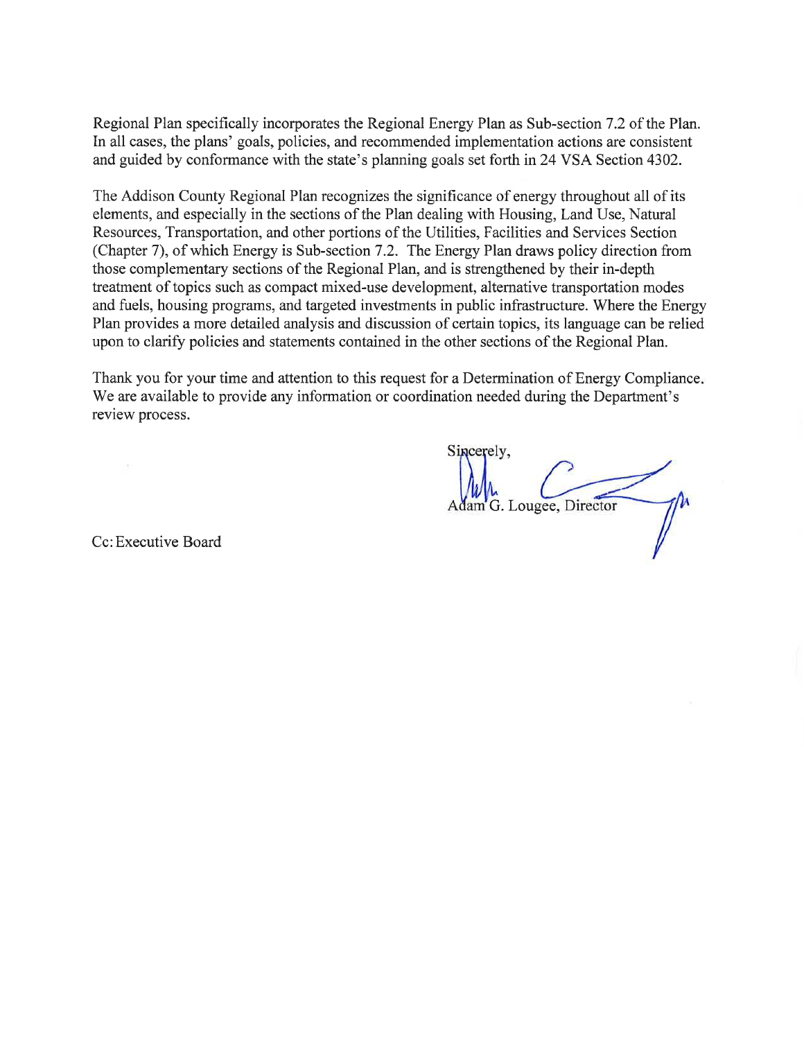Regional Plan specifically incorporates the Regional Energy Plan as Sub-section 7.2 of the Plan. In all cases, the plans' goals, policies, and recommended implementation actions are consistent and guided by conformance with the state's planning goals set forth in 24 VSA Section 4302.

The Addison County Regional Plan recognizes the significance of energy throughout all of its elements, and especially in the sections of the Plan dealing with Housing, Land Use, Natural Resources, Transportation, and other portions of the Utilities, Facilities and Services Section (Chapter 7), of which Energy is Sub-section 7.2. The Energy Plan draws policy direction from those complementary sections of the Regional Plan, and is strengthened by their in-depth treatment of topics such as compact mixed-use development, alternative transportation modes and fuels, housing programs, and targeted investments in public infrastructure. Where the Energy Plan provides a more detailed analysis and discussion of certain topics, its language can be relied upon to clarify policies and statements contained in the other sections of the Regional Plan.

Thank you for your time and attention to this request for a Determination of Energy Compliance. We are available to provide any information or coordination needed during the Department's review process.

Sincerely,

Adam G. Lougee, Director

Cc: Executive Board